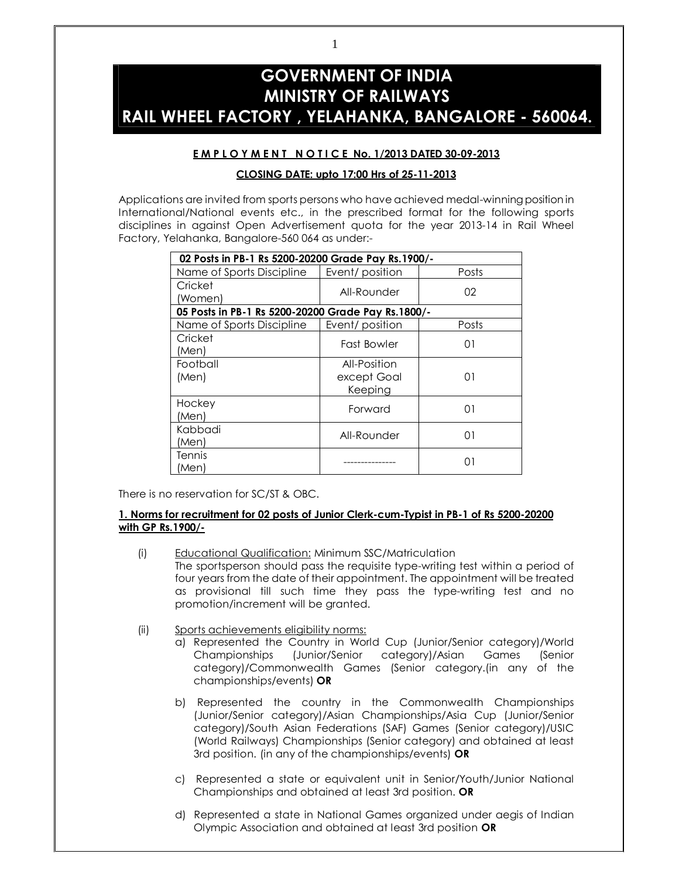# GOVERNMENT OF INDIA
# MINISTRY OF RAILWAYS
# RAIL WHEEL FACTORY , YELAHANKA, BANGALORE - 560064.

**EMPLOYMENT NOTICE No. 1/2013 DATED 30-09-2013**

**CLOSING DATE: upto 17:00 Hrs of 25-11-2013**

Applications are invited from sports persons who have achieved medal-winning position in International/National events etc., in the prescribed format for the following sports disciplines in against Open Advertisement quota for the year 2013-14 in Rail Wheel Factory, Yelahanka, Bangalore-560 064 as under:-

| **02 Posts in PB-1 Rs 5200-20200 Grade Pay Rs.1900/-** | | |
|---|---|---|
| Name of Sports Discipline | Event/ position | Posts |
| Cricket (Women) | All-Rounder | 02 |
| **05 Posts in PB-1 Rs 5200-20200 Grade Pay Rs.1800/-** | | |
| Name of Sports Discipline | Event/ position | Posts |
| Cricket (Men) | Fast Bowler | 01 |
| Football (Men) | All-Position except Goal Keeping | 01 |
| Hockey (Men) | Forward | 01 |
| Kabbadi (Men) | All-Rounder | 01 |
| Tennis (Men) | --------------- | 01 |

There is no reservation for SC/ST & OBC.

**1. Norms for recruitment for 02 posts of Junior Clerk-cum-Typist in PB-1 of Rs 5200-20200 with GP Rs.1900/-**

(i) Educational Qualification: Minimum SSC/Matriculation
The sportsperson should pass the requisite type-writing test within a period of four years from the date of their appointment. The appointment will be treated as provisional till such time they pass the type-writing test and no promotion/increment will be granted.

(ii) Sports achievements eligibility norms:

a) Represented the Country in World Cup (Junior/Senior category)/World Championships (Junior/Senior category)/Asian Games (Senior category)/Commonwealth Games (Senior category.(in any of the championships/events) **OR**

b) Represented the country in the Commonwealth Championships (Junior/Senior category)/Asian Championships/Asia Cup (Junior/Senior category)/South Asian Federations (SAF) Games (Senior category)/USIC (World Railways) Championships (Senior category) and obtained at least 3rd position. (in any of the championships/events) **OR**

c) Represented a state or equivalent unit in Senior/Youth/Junior National Championships and obtained at least 3rd position. **OR**

d) Represented a state in National Games organized under aegis of Indian Olympic Association and obtained at least 3rd position **OR**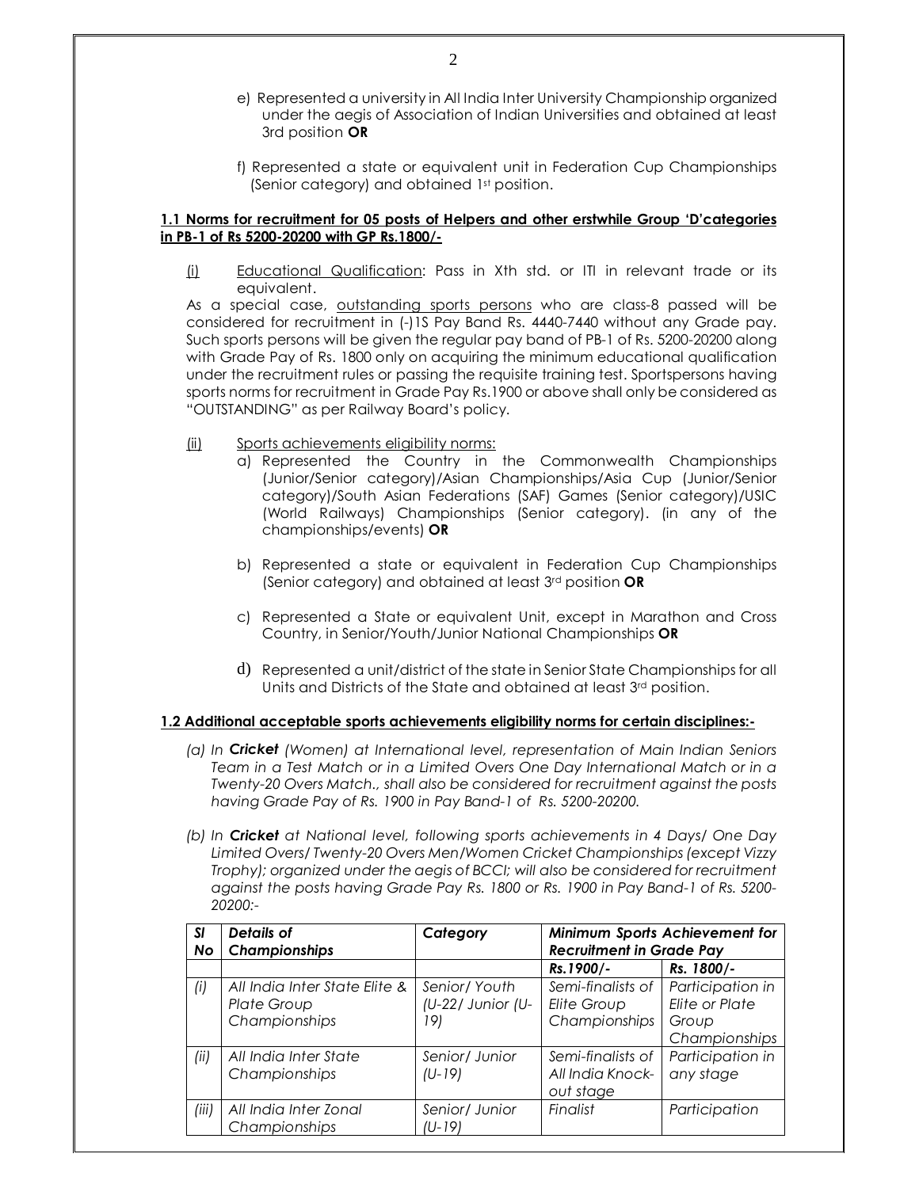e) Represented a university in All India Inter University Championship organized under the aegis of Association of Indian Universities and obtained at least 3rd position **OR**

f) Represented a state or equivalent unit in Federation Cup Championships (Senior category) and obtained 1st position.

**1.1 Norms for recruitment for 05 posts of Helpers and other erstwhile Group 'D'categories in PB-1 of Rs 5200-20200 with GP Rs.1800/-**

(i) Educational Qualification: Pass in Xth std. or ITI in relevant trade or its equivalent.

As a special case, outstanding sports persons who are class-8 passed will be considered for recruitment in (-)1S Pay Band Rs. 4440-7440 without any Grade pay. Such sports persons will be given the regular pay band of PB-1 of Rs. 5200-20200 along with Grade Pay of Rs. 1800 only on acquiring the minimum educational qualification under the recruitment rules or passing the requisite training test. Sportspersons having sports norms for recruitment in Grade Pay Rs.1900 or above shall only be considered as "OUTSTANDING" as per Railway Board's policy.

(ii) Sports achievements eligibility norms:

a) Represented the Country in the Commonwealth Championships (Junior/Senior category)/Asian Championships/Asia Cup (Junior/Senior category)/South Asian Federations (SAF) Games (Senior category)/USIC (World Railways) Championships (Senior category). (in any of the championships/events) **OR**

b) Represented a state or equivalent in Federation Cup Championships (Senior category) and obtained at least 3rd position **OR**

c) Represented a State or equivalent Unit, except in Marathon and Cross Country, in Senior/Youth/Junior National Championships **OR**

d) Represented a unit/district of the state in Senior State Championships for all Units and Districts of the State and obtained at least 3rd position.

**1.2 Additional acceptable sports achievements eligibility norms for certain disciplines:-**

*(a) In **Cricket** (Women) at International level, representation of Main Indian Seniors Team in a Test Match or in a Limited Overs One Day International Match or in a Twenty-20 Overs Match., shall also be considered for recruitment against the posts having Grade Pay of Rs. 1900 in Pay Band-1 of Rs. 5200-20200.*

*(b) In **Cricket** at National level, following sports achievements in 4 Days/ One Day Limited Overs/ Twenty-20 Overs Men/Women Cricket Championships (except Vizzy Trophy); organized under the aegis of BCCI; will also be considered for recruitment against the posts having Grade Pay Rs. 1800 or Rs. 1900 in Pay Band-1 of Rs. 5200-20200:-*

| *Sl No* | *Details of Championships* | *Category* | *Minimum Sports Achievement for Recruitment in Grade Pay* | |
|---|---|---|---|---|
| | | | *Rs.1900/-* | *Rs. 1800/-* |
| *(i)* | *All India Inter State Elite & Plate Group Championships* | *Senior/ Youth (U-22/ Junior (U-19)* | *Semi-finalists of Elite Group Championships* | *Participation in Elite or Plate Group Championships* |
| *(ii)* | *All India Inter State Championships* | *Senior/ Junior (U-19)* | *Semi-finalists of All India Knock-out stage* | *Participation in any stage* |
| *(iii)* | *All India Inter Zonal Championships* | *Senior/ Junior (U-19)* | *Finalist* | *Participation* |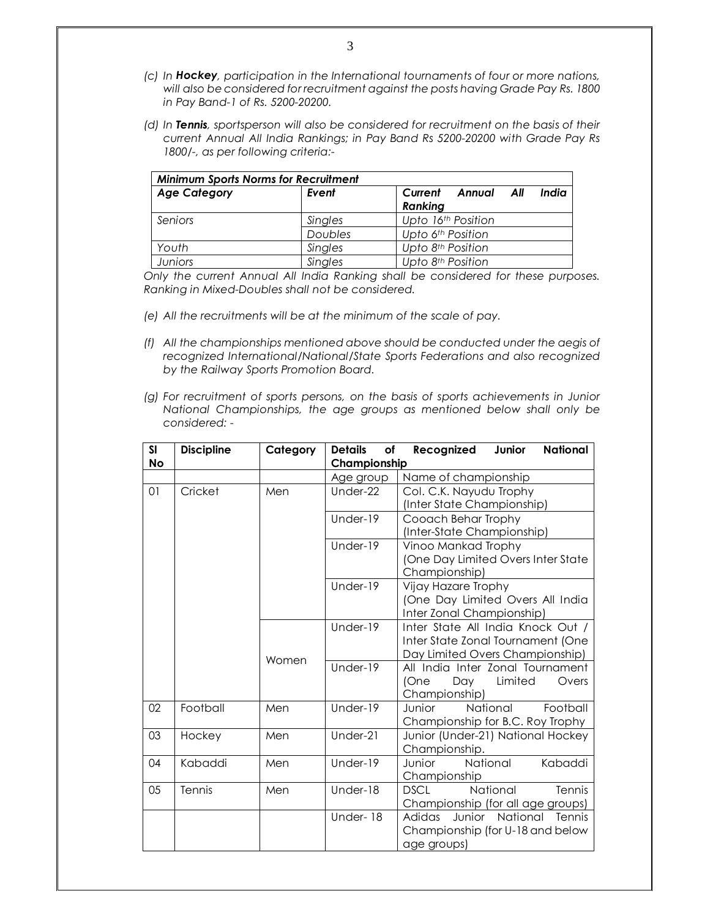*(c) In **Hockey**, participation in the International tournaments of four or more nations, will also be considered for recruitment against the posts having Grade Pay Rs. 1800 in Pay Band-1 of Rs. 5200-20200.*

*(d) In **Tennis**, sportsperson will also be considered for recruitment on the basis of their current Annual All India Rankings; in Pay Band Rs 5200-20200 with Grade Pay Rs 1800/-, as per following criteria:-*

| ***Minimum Sports Norms for Recruitment*** | | |
|---|---|---|
| ***Age Category*** | ***Event*** | ***Current Annual All India Ranking*** |
| *Seniors* | *Singles* | *Upto 16th Position* |
| | *Doubles* | *Upto 6th Position* |
| *Youth* | *Singles* | *Upto 8th Position* |
| *Juniors* | *Singles* | *Upto 8th Position* |

*Only the current Annual All India Ranking shall be considered for these purposes. Ranking in Mixed-Doubles shall not be considered.*

*(e) All the recruitments will be at the minimum of the scale of pay.*

*(f) All the championships mentioned above should be conducted under the aegis of recognized International/National/State Sports Federations and also recognized by the Railway Sports Promotion Board.*

*(g) For recruitment of sports persons, on the basis of sports achievements in Junior National Championships, the age groups as mentioned below shall only be considered: -*

| **Sl No** | **Discipline** | **Category** | **Details of Recognized Junior National Championship** | |
|---|---|---|---|---|
| | | | Age group | Name of championship |
| 01 | Cricket | Men | Under-22 | Col. C.K. Nayudu Trophy (Inter State Championship) |
| | | | Under-19 | Cooach Behar Trophy (Inter-State Championship) |
| | | | Under-19 | Vinoo Mankad Trophy (One Day Limited Overs Inter State Championship) |
| | | | Under-19 | Vijay Hazare Trophy (One Day Limited Overs All India Inter Zonal Championship) |
| | | Women | Under-19 | Inter State All India Knock Out / Inter State Zonal Tournament (One Day Limited Overs Championship) |
| | | | Under-19 | All India Inter Zonal Tournament (One Day Limited Overs Championship) |
| 02 | Football | Men | Under-19 | Junior National Football Championship for B.C. Roy Trophy |
| 03 | Hockey | Men | Under-21 | Junior (Under-21) National Hockey Championship. |
| 04 | Kabaddi | Men | Under-19 | Junior National Kabaddi Championship |
| 05 | Tennis | Men | Under-18 | DSCL National Tennis Championship (for all age groups) |
| | | | Under- 18 | Adidas Junior National Tennis Championship (for U-18 and below age groups) |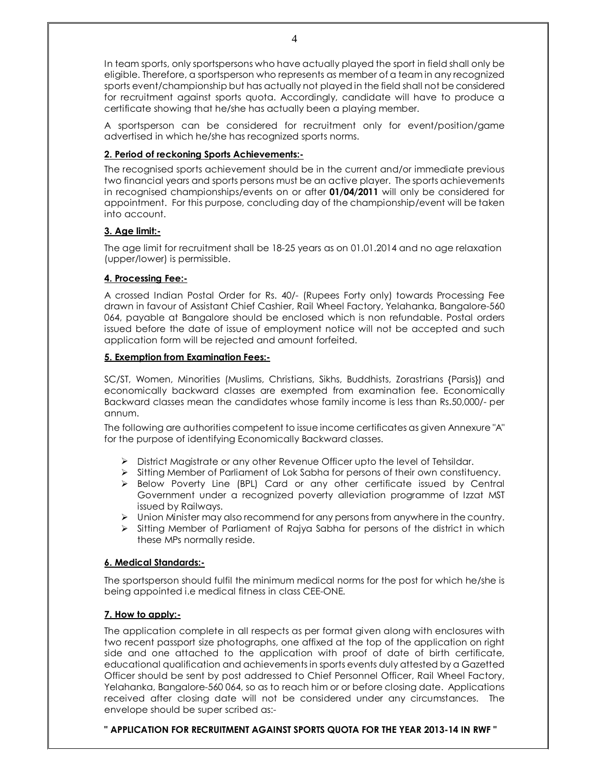In team sports, only sportspersons who have actually played the sport in field shall only be eligible. Therefore, a sportsperson who represents as member of a team in any recognized sports event/championship but has actually not played in the field shall not be considered for recruitment against sports quota. Accordingly, candidate will have to produce a certificate showing that he/she has actually been a playing member.

A sportsperson can be considered for recruitment only for event/position/game advertised in which he/she has recognized sports norms.

**2. Period of reckoning Sports Achievements:-**

The recognised sports achievement should be in the current and/or immediate previous two financial years and sports persons must be an active player. The sports achievements in recognised championships/events on or after **01/04/2011** will only be considered for appointment. For this purpose, concluding day of the championship/event will be taken into account.

**3. Age limit:-**

The age limit for recruitment shall be 18-25 years as on 01.01.2014 and no age relaxation (upper/lower) is permissible.

**4. Processing Fee:-**

A crossed Indian Postal Order for Rs. 40/- (Rupees Forty only) towards Processing Fee drawn in favour of Assistant Chief Cashier, Rail Wheel Factory, Yelahanka, Bangalore-560 064, payable at Bangalore should be enclosed which is non refundable. Postal orders issued before the date of issue of employment notice will not be accepted and such application form will be rejected and amount forfeited.

**5. Exemption from Examination Fees:-**

SC/ST, Women, Minorities (Muslims, Christians, Sikhs, Buddhists, Zorastrians {Parsis}) and economically backward classes are exempted from examination fee. Economically Backward classes mean the candidates whose family income is less than Rs.50,000/- per annum.

The following are authorities competent to issue income certificates as given Annexure "A" for the purpose of identifying Economically Backward classes.

- District Magistrate or any other Revenue Officer upto the level of Tehsildar.
- Sitting Member of Parliament of Lok Sabha for persons of their own constituency.
- Below Poverty Line (BPL) Card or any other certificate issued by Central Government under a recognized poverty alleviation programme of Izzat MST issued by Railways.
- Union Minister may also recommend for any persons from anywhere in the country.
- Sitting Member of Parliament of Rajya Sabha for persons of the district in which these MPs normally reside.

**6. Medical Standards:-**

The sportsperson should fulfil the minimum medical norms for the post for which he/she is being appointed i.e medical fitness in class CEE-ONE.

**7. How to apply:-**

The application complete in all respects as per format given along with enclosures with two recent passport size photographs, one affixed at the top of the application on right side and one attached to the application with proof of date of birth certificate, educational qualification and achievements in sports events duly attested by a Gazetted Officer should be sent by post addressed to Chief Personnel Officer, Rail Wheel Factory, Yelahanka, Bangalore-560 064, so as to reach him or or before closing date. Applications received after closing date will not be considered under any circumstances. The envelope should be super scribed as:-

**" APPLICATION FOR RECRUITMENT AGAINST SPORTS QUOTA FOR THE YEAR 2013-14 IN RWF "**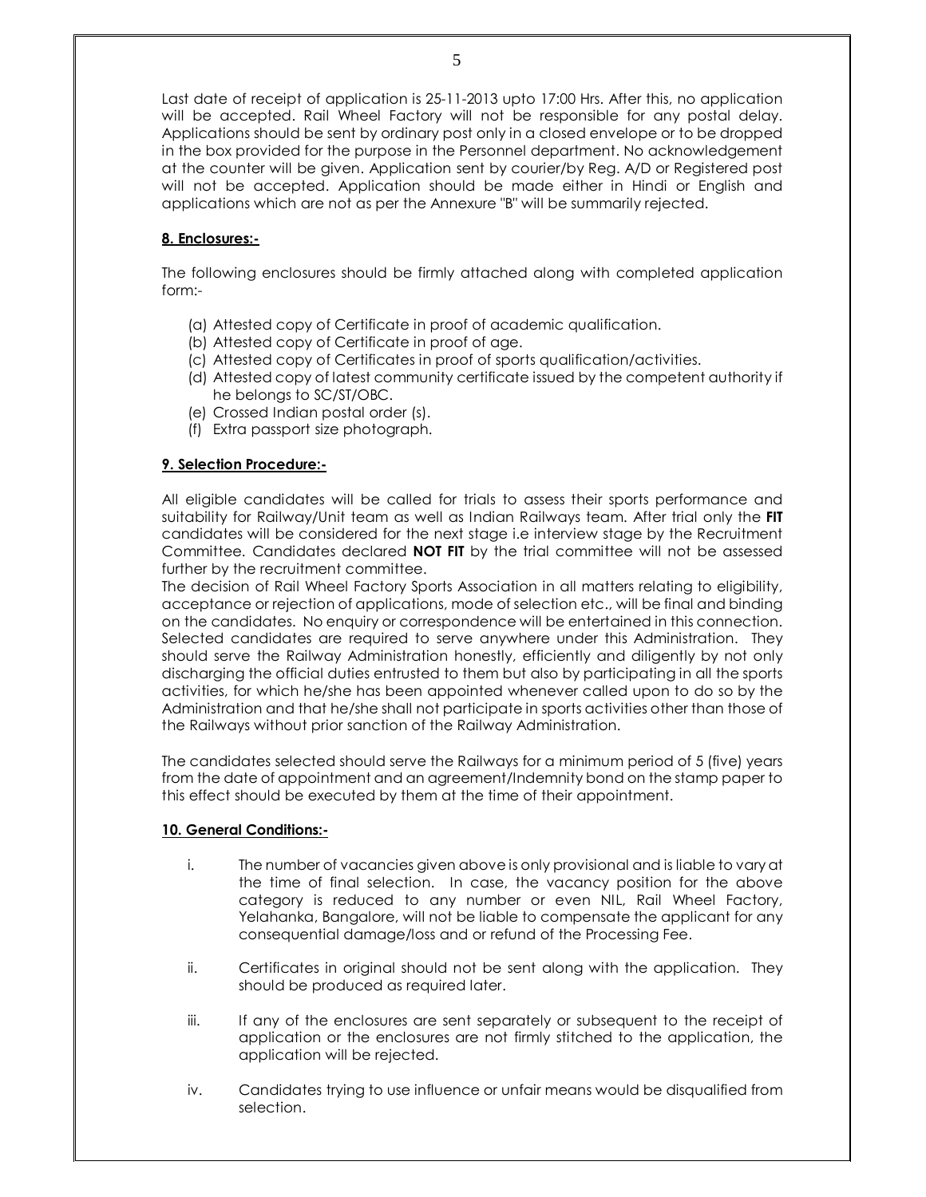Last date of receipt of application is 25-11-2013 upto 17:00 Hrs. After this, no application will be accepted. Rail Wheel Factory will not be responsible for any postal delay. Applications should be sent by ordinary post only in a closed envelope or to be dropped in the box provided for the purpose in the Personnel department. No acknowledgement at the counter will be given. Application sent by courier/by Reg. A/D or Registered post will not be accepted. Application should be made either in Hindi or English and applications which are not as per the Annexure "B" will be summarily rejected.

**8. Enclosures:-**

The following enclosures should be firmly attached along with completed application form:-

(a) Attested copy of Certificate in proof of academic qualification.
(b) Attested copy of Certificate in proof of age.
(c) Attested copy of Certificates in proof of sports qualification/activities.
(d) Attested copy of latest community certificate issued by the competent authority if he belongs to SC/ST/OBC.
(e) Crossed Indian postal order (s).
(f) Extra passport size photograph.

**9. Selection Procedure:-**

All eligible candidates will be called for trials to assess their sports performance and suitability for Railway/Unit team as well as Indian Railways team. After trial only the **FIT** candidates will be considered for the next stage i.e interview stage by the Recruitment Committee. Candidates declared **NOT FIT** by the trial committee will not be assessed further by the recruitment committee.
The decision of Rail Wheel Factory Sports Association in all matters relating to eligibility, acceptance or rejection of applications, mode of selection etc., will be final and binding on the candidates. No enquiry or correspondence will be entertained in this connection. Selected candidates are required to serve anywhere under this Administration. They should serve the Railway Administration honestly, efficiently and diligently by not only discharging the official duties entrusted to them but also by participating in all the sports activities, for which he/she has been appointed whenever called upon to do so by the Administration and that he/she shall not participate in sports activities other than those of the Railways without prior sanction of the Railway Administration.

The candidates selected should serve the Railways for a minimum period of 5 (five) years from the date of appointment and an agreement/Indemnity bond on the stamp paper to this effect should be executed by them at the time of their appointment.

**10. General Conditions:-**

i. The number of vacancies given above is only provisional and is liable to vary at the time of final selection. In case, the vacancy position for the above category is reduced to any number or even NIL, Rail Wheel Factory, Yelahanka, Bangalore, will not be liable to compensate the applicant for any consequential damage/loss and or refund of the Processing Fee.

ii. Certificates in original should not be sent along with the application. They should be produced as required later.

iii. If any of the enclosures are sent separately or subsequent to the receipt of application or the enclosures are not firmly stitched to the application, the application will be rejected.

iv. Candidates trying to use influence or unfair means would be disqualified from selection.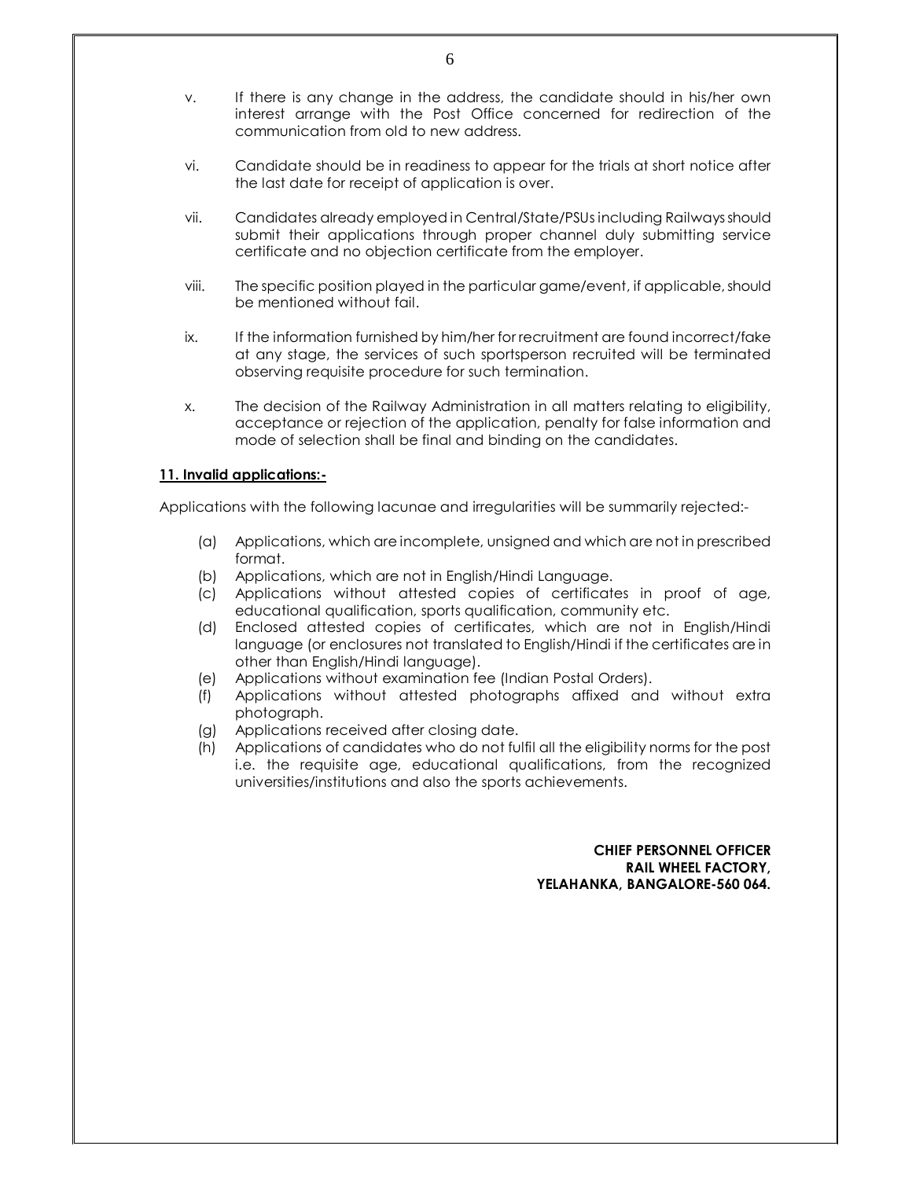v. If there is any change in the address, the candidate should in his/her own interest arrange with the Post Office concerned for redirection of the communication from old to new address.

vi. Candidate should be in readiness to appear for the trials at short notice after the last date for receipt of application is over.

vii. Candidates already employed in Central/State/PSUs including Railways should submit their applications through proper channel duly submitting service certificate and no objection certificate from the employer.

viii. The specific position played in the particular game/event, if applicable, should be mentioned without fail.

ix. If the information furnished by him/her for recruitment are found incorrect/fake at any stage, the services of such sportsperson recruited will be terminated observing requisite procedure for such termination.

x. The decision of the Railway Administration in all matters relating to eligibility, acceptance or rejection of the application, penalty for false information and mode of selection shall be final and binding on the candidates.

**11. Invalid applications:-**

Applications with the following lacunae and irregularities will be summarily rejected:-

(a) Applications, which are incomplete, unsigned and which are not in prescribed format.
(b) Applications, which are not in English/Hindi Language.
(c) Applications without attested copies of certificates in proof of age, educational qualification, sports qualification, community etc.
(d) Enclosed attested copies of certificates, which are not in English/Hindi language (or enclosures not translated to English/Hindi if the certificates are in other than English/Hindi language).
(e) Applications without examination fee (Indian Postal Orders).
(f) Applications without attested photographs affixed and without extra photograph.
(g) Applications received after closing date.
(h) Applications of candidates who do not fulfil all the eligibility norms for the post i.e. the requisite age, educational qualifications, from the recognized universities/institutions and also the sports achievements.

**CHIEF PERSONNEL OFFICER**
**RAIL WHEEL FACTORY,**
**YELAHANKA, BANGALORE-560 064.**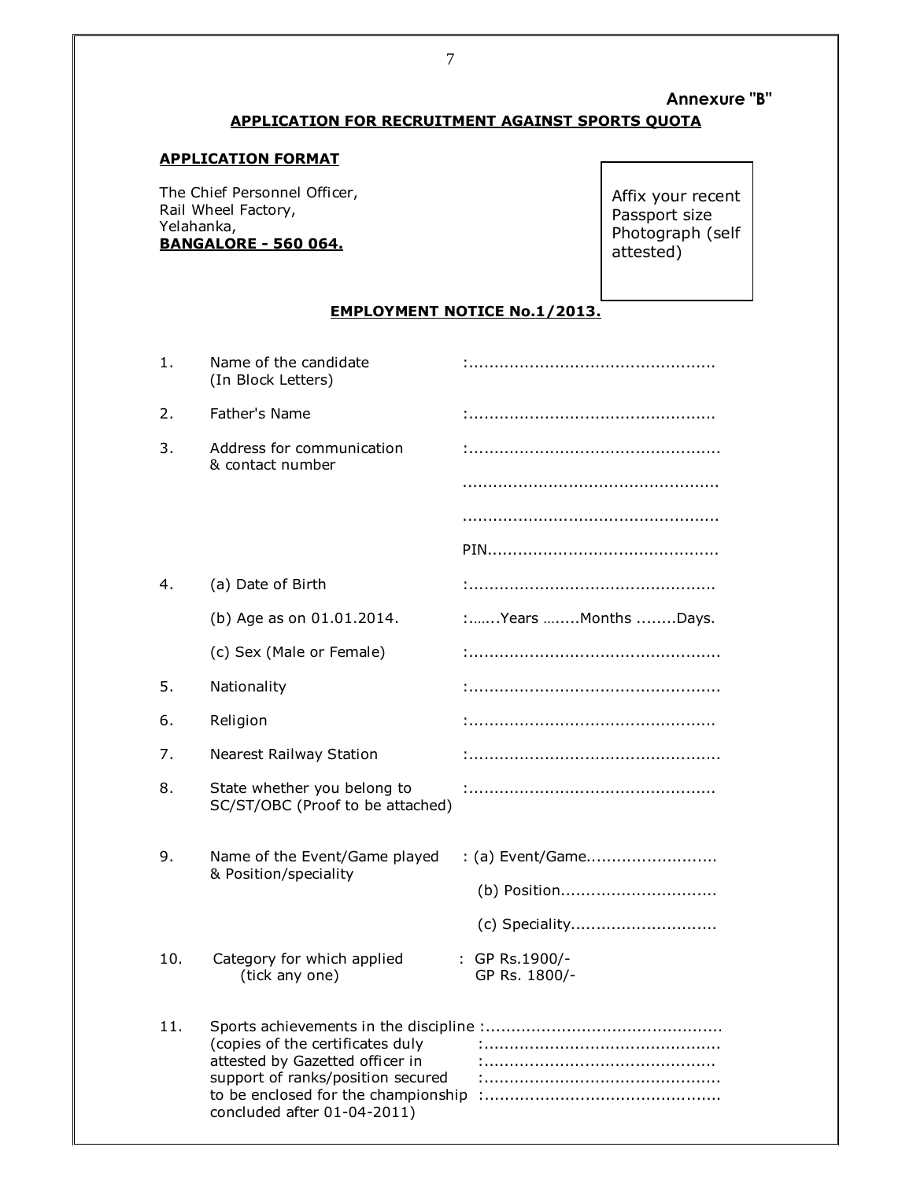Annexure "B"

## APPLICATION FOR RECRUITMENT AGAINST SPORTS QUOTA

**APPLICATION FORMAT**

The Chief Personnel Officer,
Rail Wheel Factory,
Yelahanka,
**BANGALORE - 560 064.**

Affix your recent Passport size Photograph (self attested)

**EMPLOYMENT NOTICE No.1/2013.**

1. Name of the candidate (In Block Letters) :................................................

2. Father's Name :................................................

3. Address for communication & contact number :................................................
   ..................................................
   ..................................................
   PIN.............................................

4. (a) Date of Birth :................................................
   (b) Age as on 01.01.2014. :…….Years ….....Months ........Days.
   (c) Sex (Male or Female) :................................................

5. Nationality :................................................

6. Religion :................................................

7. Nearest Railway Station :................................................

8. State whether you belong to SC/ST/OBC (Proof to be attached) :................................................

9. Name of the Event/Game played & Position/speciality : (a) Event/Game..........................
   (b) Position...............................
   (c) Speciality.............................

10. Category for which applied (tick any one) : GP Rs.1900/-
    GP Rs. 1800/-

11. Sports achievements in the discipline (copies of the certificates duly attested by Gazetted officer in support of ranks/position secured to be enclosed for the championship concluded after 01-04-2011) :..............................................
    :..............................................
    :..............................................
    :..............................................
    :..............................................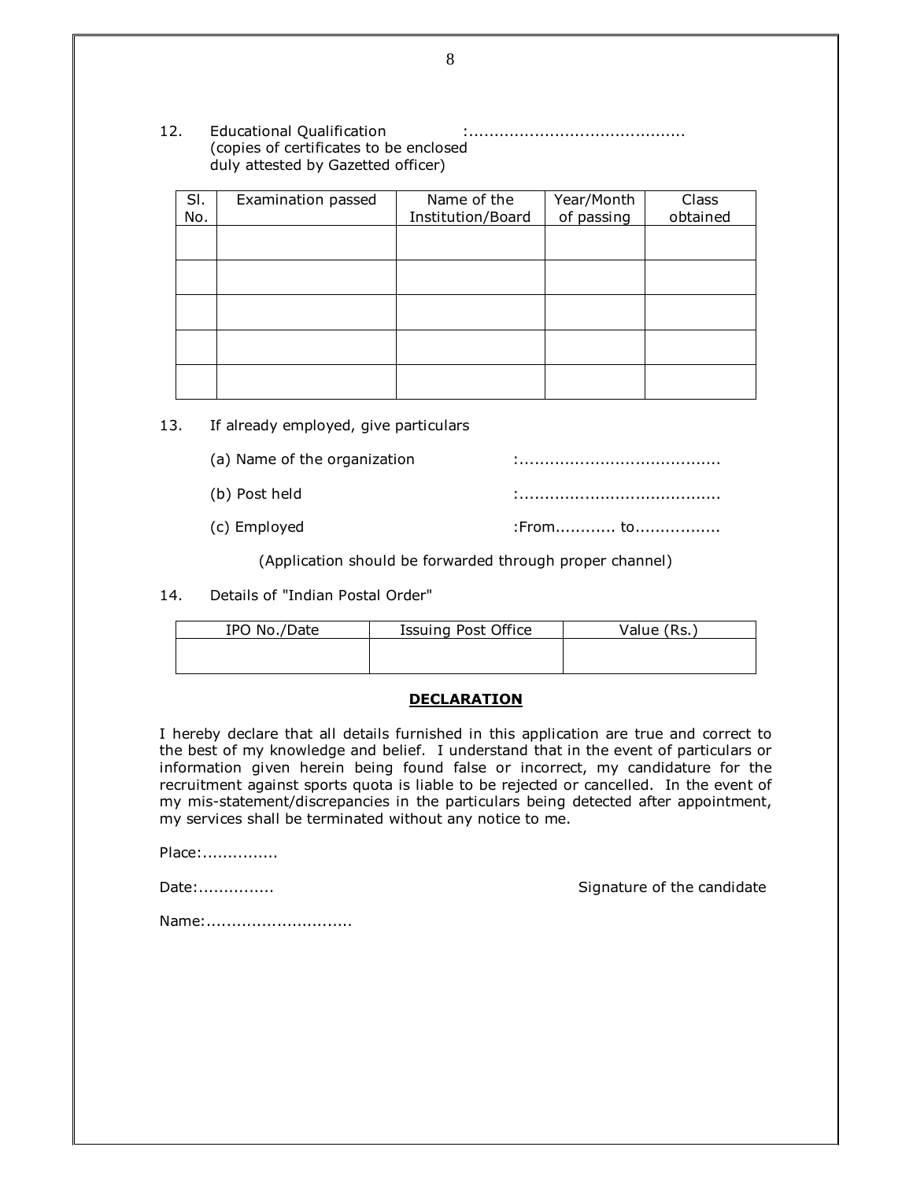12. Educational Qualification :...........................................
(copies of certificates to be enclosed duly attested by Gazetted officer)

| Sl. No. | Examination passed | Name of the Institution/Board | Year/Month of passing | Class obtained |
|---|---|---|---|---|
| | | | | |
| | | | | |
| | | | | |
| | | | | |
| | | | | |

13. If already employed, give particulars

(a) Name of the organization :........................................

(b) Post held :........................................

(c) Employed :From............ to.................

(Application should be forwarded through proper channel)

14. Details of "Indian Postal Order"

| IPO No./Date | Issuing Post Office | Value (Rs.) |
|---|---|---|
| | | |

**DECLARATION**

I hereby declare that all details furnished in this application are true and correct to the best of my knowledge and belief. I understand that in the event of particulars or information given herein being found false or incorrect, my candidature for the recruitment against sports quota is liable to be rejected or cancelled. In the event of my mis-statement/discrepancies in the particulars being detected after appointment, my services shall be terminated without any notice to me.

Place:...............

Date:............... Signature of the candidate

Name:.............................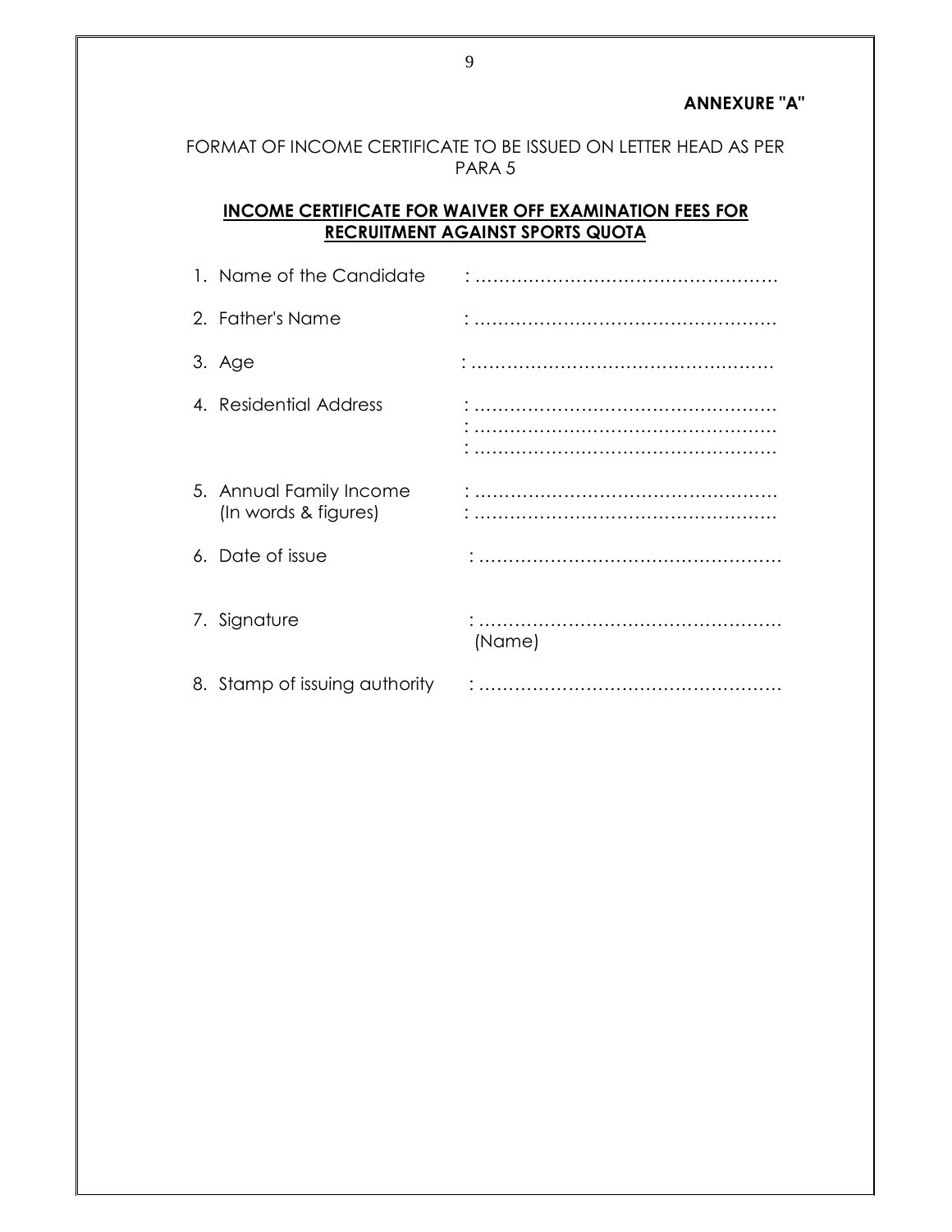**ANNEXURE "A"**

FORMAT OF INCOME CERTIFICATE TO BE ISSUED ON LETTER HEAD AS PER PARA 5

**INCOME CERTIFICATE FOR WAIVER OFF EXAMINATION FEES FOR RECRUITMENT AGAINST SPORTS QUOTA**

1. Name of the Candidate : ……………………………………………
2. Father's Name : ……………………………………………
3. Age : ……………………………………………
4. Residential Address : ……………………………………………
 : ……………………………………………
 : ……………………………………………
5. Annual Family Income (In words & figures) : ……………………………………………
 : ……………………………………………
6. Date of issue : ……………………………………………
7. Signature : ……………………………………………
 (Name)
8. Stamp of issuing authority : ……………………………………………